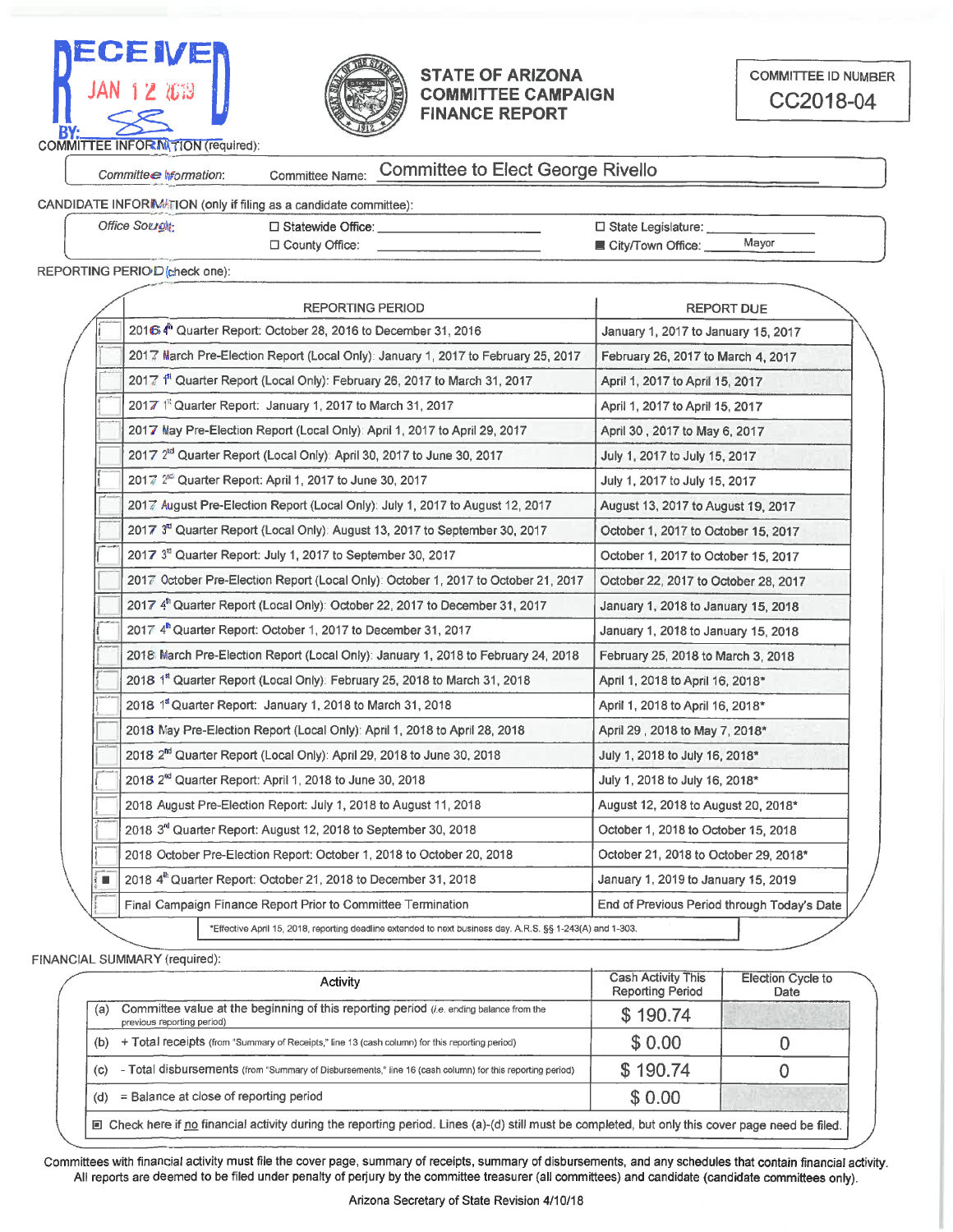RECEIVED JAN 12 2019 BY:

# STATE OF ARIZONA COMMITTEE CAMPAIGN FINANCE REPORT

**COMMITTEE ID NUMBER**
CC2018-04

COMMITTEE INFORMATION (required):

*Committee Information:* Committee Name: Committee to Elect George Rivello

CANDIDATE INFORMATION (only if filing as a candidate committee):

*Office Sought:*
- ☐ Statewide Office: ___
- ☐ County Office: ___
- ☐ State Legislature: ___
- ■ City/Town Office: Mayor

REPORTING PERIOD (check one):

| | REPORTING PERIOD | REPORT DUE |
|---|---|---|
| ☐ | 2016 4th Quarter Report: October 28, 2016 to December 31, 2016 | January 1, 2017 to January 15, 2017 |
| ☐ | 2017 March Pre-Election Report (Local Only): January 1, 2017 to February 25, 2017 | February 26, 2017 to March 4, 2017 |
| ☐ | 2017 1st Quarter Report (Local Only): February 26, 2017 to March 31, 2017 | April 1, 2017 to April 15, 2017 |
| ☐ | 2017 1st Quarter Report: January 1, 2017 to March 31, 2017 | April 1, 2017 to April 15, 2017 |
| ☐ | 2017 May Pre-Election Report (Local Only): April 1, 2017 to April 29, 2017 | April 30 , 2017 to May 6, 2017 |
| ☐ | 2017 2nd Quarter Report (Local Only): April 30, 2017 to June 30, 2017 | July 1, 2017 to July 15, 2017 |
| ☐ | 2017 2nd Quarter Report: April 1, 2017 to June 30, 2017 | July 1, 2017 to July 15, 2017 |
| ☐ | 2017 August Pre-Election Report (Local Only): July 1, 2017 to August 12, 2017 | August 13, 2017 to August 19, 2017 |
| ☐ | 2017 3rd Quarter Report (Local Only): August 13, 2017 to September 30, 2017 | October 1, 2017 to October 15, 2017 |
| ☐ | 2017 3rd Quarter Report: July 1, 2017 to September 30, 2017 | October 1, 2017 to October 15, 2017 |
| ☐ | 2017 October Pre-Election Report (Local Only): October 1, 2017 to October 21, 2017 | October 22, 2017 to October 28, 2017 |
| ☐ | 2017 4th Quarter Report (Local Only): October 22, 2017 to December 31, 2017 | January 1, 2018 to January 15, 2018 |
| ☐ | 2017 4th Quarter Report: October 1, 2017 to December 31, 2017 | January 1, 2018 to January 15, 2018 |
| ☐ | 2018 March Pre-Election Report (Local Only): January 1, 2018 to February 24, 2018 | February 25, 2018 to March 3, 2018 |
| ☐ | 2018 1st Quarter Report (Local Only): February 25, 2018 to March 31, 2018 | April 1, 2018 to April 16, 2018* |
| ☐ | 2018 1st Quarter Report: January 1, 2018 to March 31, 2018 | April 1, 2018 to April 16, 2018* |
| ☐ | 2018 May Pre-Election Report (Local Only): April 1, 2018 to April 28, 2018 | April 29 , 2018 to May 7, 2018* |
| ☐ | 2018 2nd Quarter Report (Local Only): April 29, 2018 to June 30, 2018 | July 1, 2018 to July 16, 2018* |
| ☐ | 2018 2nd Quarter Report: April 1, 2018 to June 30, 2018 | July 1, 2018 to July 16, 2018* |
| ☐ | 2018 August Pre-Election Report: July 1, 2018 to August 11, 2018 | August 12, 2018 to August 20, 2018* |
| ☐ | 2018 3rd Quarter Report: August 12, 2018 to September 30, 2018 | October 1, 2018 to October 15, 2018 |
| ☐ | 2018 October Pre-Election Report: October 1, 2018 to October 20, 2018 | October 21, 2018 to October 29, 2018* |
| ■ | 2018 4th Quarter Report: October 21, 2018 to December 31, 2018 | January 1, 2019 to January 15, 2019 |
| ☐ | Final Campaign Finance Report Prior to Committee Termination | End of Previous Period through Today's Date |

*Effective April 15, 2018, reporting deadline extended to next business day. A.R.S. §§ 1-243(A) and 1-303.

FINANCIAL SUMMARY (required):

| | Activity | Cash Activity This Reporting Period | Election Cycle to Date |
|---|---|---|---|
| (a) | Committee value at the beginning of this reporting period (i.e. ending balance from the previous reporting period) | $ 190.74 | |
| (b) | + Total receipts (from "Summary of Receipts," line 13 (cash column) for this reporting period) | $ 0.00 | 0 |
| (c) | - Total disbursements (from "Summary of Disbursements," line 16 (cash column) for this reporting period) | $ 190.74 | 0 |
| (d) | = Balance at close of reporting period | $ 0.00 | |

■ Check here if no financial activity during the reporting period. Lines (a)-(d) still must be completed, but only this cover page need be filed.

Committees with financial activity must file the cover page, summary of receipts, summary of disbursements, and any schedules that contain financial activity. All reports are deemed to be filed under penalty of perjury by the committee treasurer (all committees) and candidate (candidate committees only).

Arizona Secretary of State Revision 4/10/18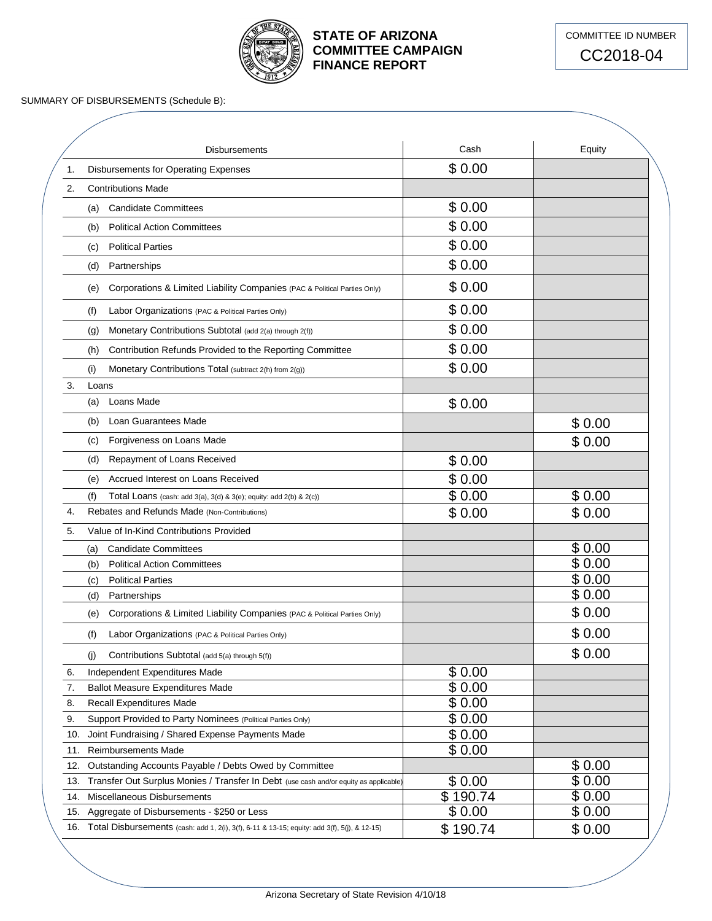# STATE OF ARIZONA COMMITTEE CAMPAIGN FINANCE REPORT

COMMITTEE ID NUMBER

CC2018-04

SUMMARY OF DISBURSEMENTS (Schedule B):

| Disbursements | Cash | Equity |
|---|---|---|
| 1. Disbursements for Operating Expenses | $ 0.00 | |
| 2. Contributions Made | | |
| (a) Candidate Committees | $ 0.00 | |
| (b) Political Action Committees | $ 0.00 | |
| (c) Political Parties | $ 0.00 | |
| (d) Partnerships | $ 0.00 | |
| (e) Corporations & Limited Liability Companies (PAC & Political Parties Only) | $ 0.00 | |
| (f) Labor Organizations (PAC & Political Parties Only) | $ 0.00 | |
| (g) Monetary Contributions Subtotal (add 2(a) through 2(f)) | $ 0.00 | |
| (h) Contribution Refunds Provided to the Reporting Committee | $ 0.00 | |
| (i) Monetary Contributions Total (subtract 2(h) from 2(g)) | $ 0.00 | |
| 3. Loans | | |
| (a) Loans Made | $ 0.00 | |
| (b) Loan Guarantees Made | | $ 0.00 |
| (c) Forgiveness on Loans Made | | $ 0.00 |
| (d) Repayment of Loans Received | $ 0.00 | |
| (e) Accrued Interest on Loans Received | $ 0.00 | |
| (f) Total Loans (cash: add 3(a), 3(d) & 3(e); equity: add 2(b) & 2(c)) | $ 0.00 | $ 0.00 |
| 4. Rebates and Refunds Made (Non-Contributions) | $ 0.00 | $ 0.00 |
| 5. Value of In-Kind Contributions Provided | | |
| (a) Candidate Committees | | $ 0.00 |
| (b) Political Action Committees | | $ 0.00 |
| (c) Political Parties | | $ 0.00 |
| (d) Partnerships | | $ 0.00 |
| (e) Corporations & Limited Liability Companies (PAC & Political Parties Only) | | $ 0.00 |
| (f) Labor Organizations (PAC & Political Parties Only) | | $ 0.00 |
| (j) Contributions Subtotal (add 5(a) through 5(f)) | | $ 0.00 |
| 6. Independent Expenditures Made | $ 0.00 | |
| 7. Ballot Measure Expenditures Made | $ 0.00 | |
| 8. Recall Expenditures Made | $ 0.00 | |
| 9. Support Provided to Party Nominees (Political Parties Only) | $ 0.00 | |
| 10. Joint Fundraising / Shared Expense Payments Made | $ 0.00 | |
| 11. Reimbursements Made | $ 0.00 | |
| 12. Outstanding Accounts Payable / Debts Owed by Committee | | $ 0.00 |
| 13. Transfer Out Surplus Monies / Transfer In Debt (use cash and/or equity as applicable) | $ 0.00 | $ 0.00 |
| 14. Miscellaneous Disbursements | $ 190.74 | $ 0.00 |
| 15. Aggregate of Disbursements - $250 or Less | $ 0.00 | $ 0.00 |
| 16. Total Disbursements (cash: add 1, 2(i), 3(f), 6-11 & 13-15; equity: add 3(f), 5(j), & 12-15) | $ 190.74 | $ 0.00 |

Arizona Secretary of State Revision 4/10/18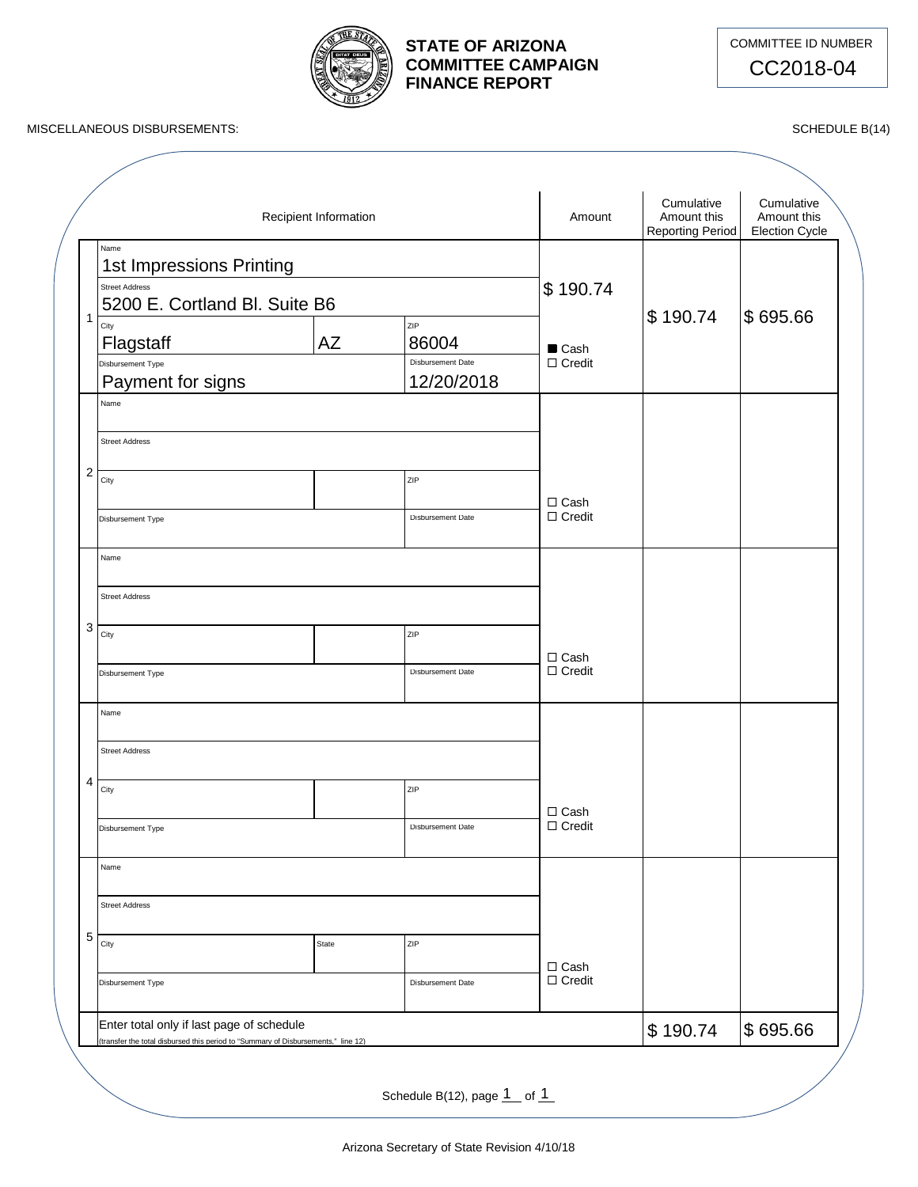# STATE OF ARIZONA COMMITTEE CAMPAIGN FINANCE REPORT

COMMITTEE ID NUMBER
CC2018-04

MISCELLANEOUS DISBURSEMENTS: SCHEDULE B(14)

| # | Recipient Information | Amount | Cumulative Amount this Reporting Period | Cumulative Amount this Election Cycle |
|---|---|---|---|---|
| 1 | Name: 1st Impressions Printing<br>Street Address: 5200 E. Cortland Bl. Suite B6<br>City: Flagstaff AZ ZIP: 86004<br>Disbursement Type: Payment for signs<br>Disbursement Date: 12/20/2018 | $ 190.74<br>■ Cash<br>☐ Credit | $ 190.74 | $ 695.66 |
| 2 | Name:<br>Street Address:<br>City: ZIP:<br>Disbursement Type:<br>Disbursement Date: | ☐ Cash<br>☐ Credit | | |
| 3 | Name:<br>Street Address:<br>City: ZIP:<br>Disbursement Type:<br>Disbursement Date: | ☐ Cash<br>☐ Credit | | |
| 4 | Name:<br>Street Address:<br>City: ZIP:<br>Disbursement Type:<br>Disbursement Date: | ☐ Cash<br>☐ Credit | | |
| 5 | Name:<br>Street Address:<br>City: State: ZIP:<br>Disbursement Type:<br>Disbursement Date: | ☐ Cash<br>☐ Credit | | |
| | Enter total only if last page of schedule<br>(transfer the total disbursed this period to "Summary of Disbursements," line 12) | | $ 190.74 | $ 695.66 |

Schedule B(12), page 1 of 1

Arizona Secretary of State Revision 4/10/18